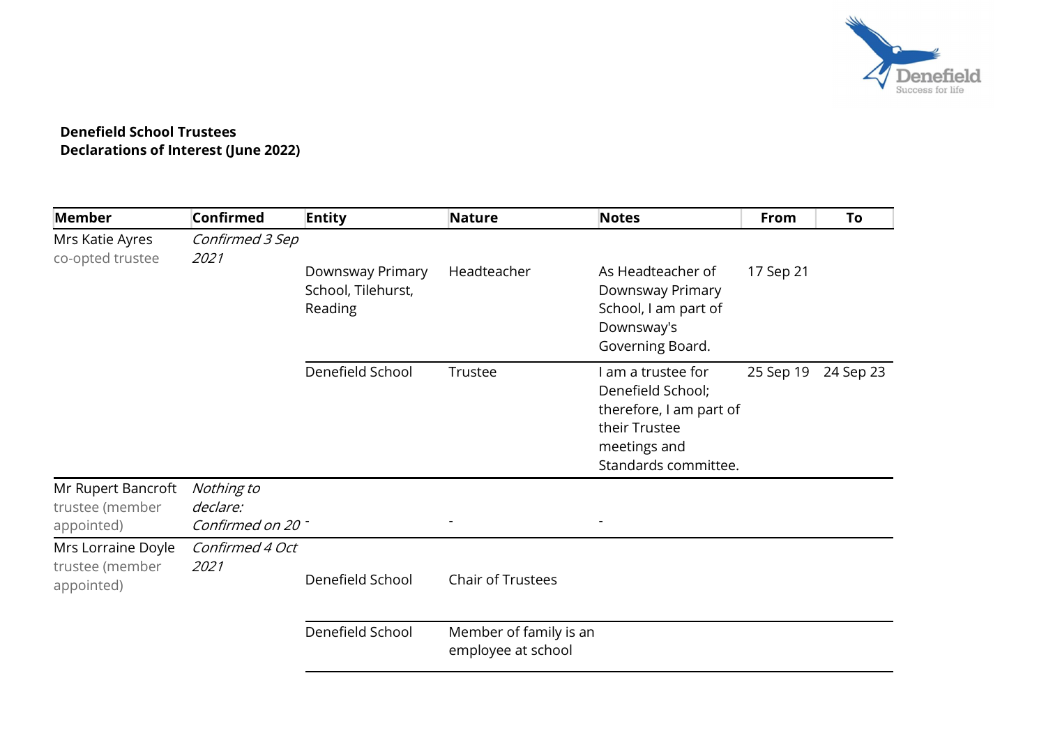**Denefield School Trustees**
**Declarations of Interest (June 2022)**

| Member | Confirmed | Entity | Nature | Notes | From | To |
|---|---|---|---|---|---|---|
| Mrs Katie Ayres co-opted trustee | *Confirmed 3 Sep 2021* | Downsway Primary School, Tilehurst, Reading | Headteacher | As Headteacher of Downsway Primary School, I am part of Downsway's Governing Board. | 17 Sep 21 | |
| | | Denefield School | Trustee | I am a trustee for Denefield School; therefore, I am part of their Trustee meetings and Standards committee. | 25 Sep 19 | 24 Sep 23 |
| Mr Rupert Bancroft trustee (member appointed) | *Nothing to declare: Confirmed on 20* | - | - | - | | |
| Mrs Lorraine Doyle trustee (member appointed) | *Confirmed 4 Oct 2021* | Denefield School | Chair of Trustees | | | |
| | | Denefield School | Member of family is an employee at school | | | |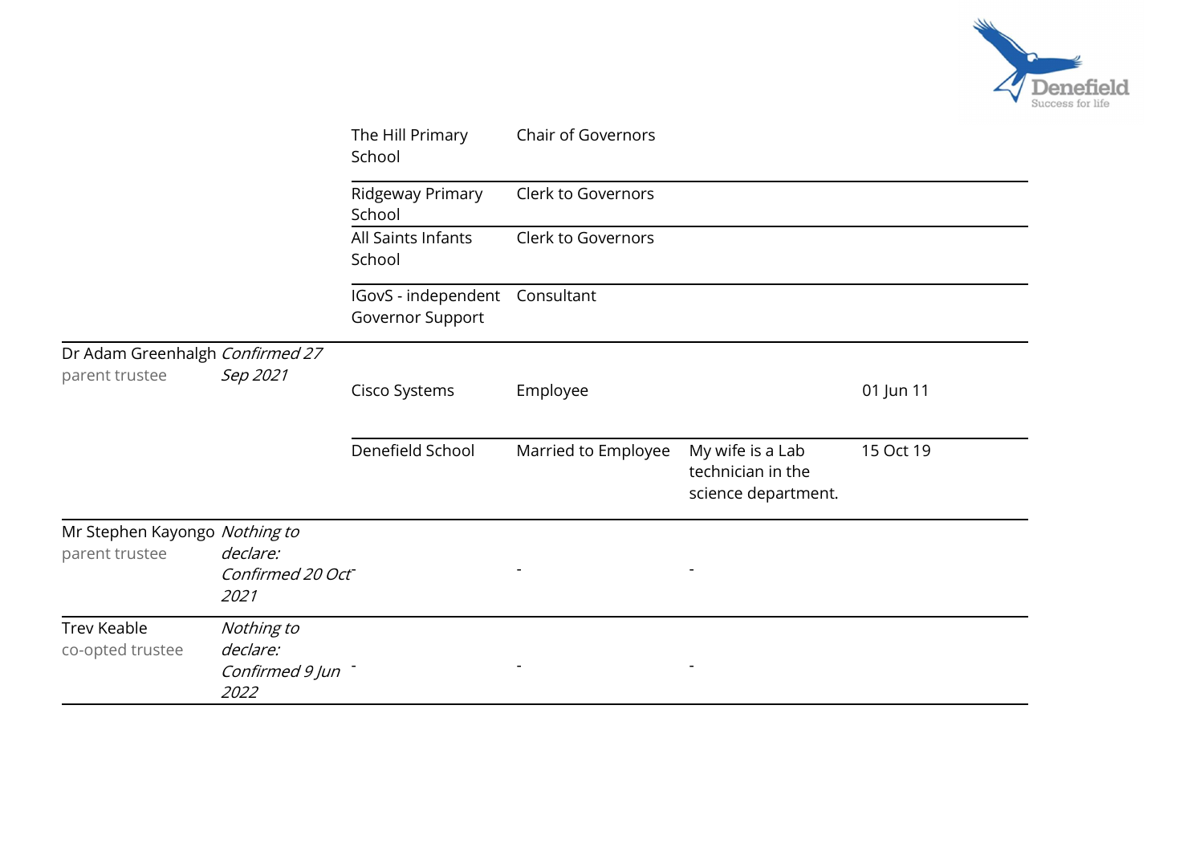| | | | | | |
|---|---|---|---|---|---|
| | | The Hill Primary School | Chair of Governors | | |
| | | Ridgeway Primary School | Clerk to Governors | | |
| | | All Saints Infants School | Clerk to Governors | | |
| | | IGovS - independent Governor Support | Consultant | | |
| Dr Adam Greenhalgh<br>parent trustee | *Confirmed 27 Sep 2021* | Cisco Systems | Employee | | 01 Jun 11 |
| | | Denefield School | Married to Employee | My wife is a Lab technician in the science department. | 15 Oct 19 |
| Mr Stephen Kayongo<br>parent trustee | *Nothing to declare: Confirmed 20 Oct 2021* | - | - | - | |
| Trev Keable<br>co-opted trustee | *Nothing to declare: Confirmed 9 Jun 2022* | - | - | - | |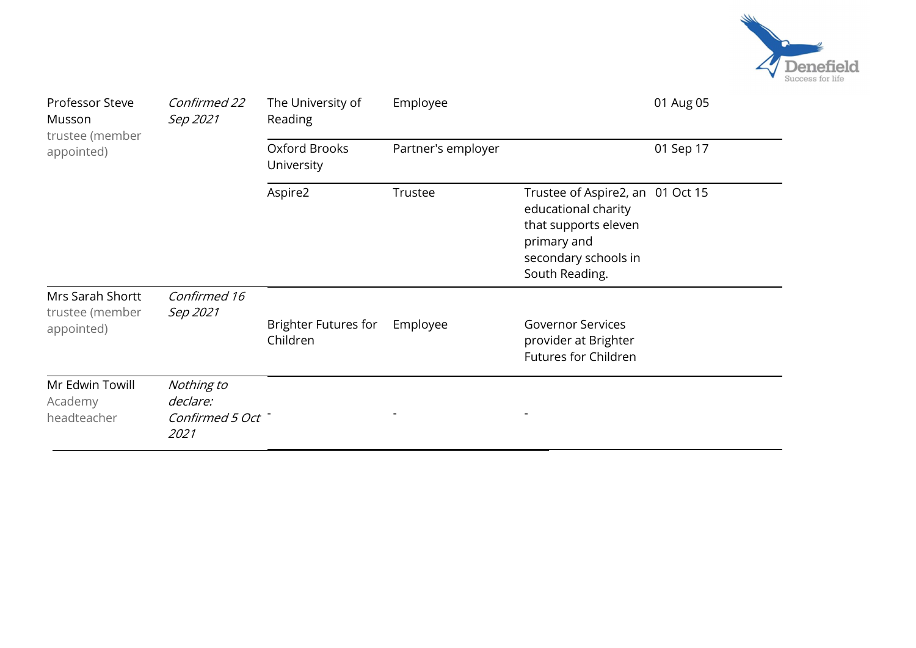| | | | | | |
|---|---|---|---|---|---|
| Professor Steve Musson trustee (member appointed) | *Confirmed 22 Sep 2021* | The University of Reading | Employee | | 01 Aug 05 |
| | | Oxford Brooks University | Partner's employer | | 01 Sep 17 |
| | | Aspire2 | Trustee | Trustee of Aspire2, an educational charity that supports eleven primary and secondary schools in South Reading. | 01 Oct 15 |
| Mrs Sarah Shortt trustee (member appointed) | *Confirmed 16 Sep 2021* | Brighter Futures for Children | Employee | Governor Services provider at Brighter Futures for Children | |
| Mr Edwin Towill Academy headteacher | *Nothing to declare: Confirmed 5 Oct 2021* | - | - | - | |